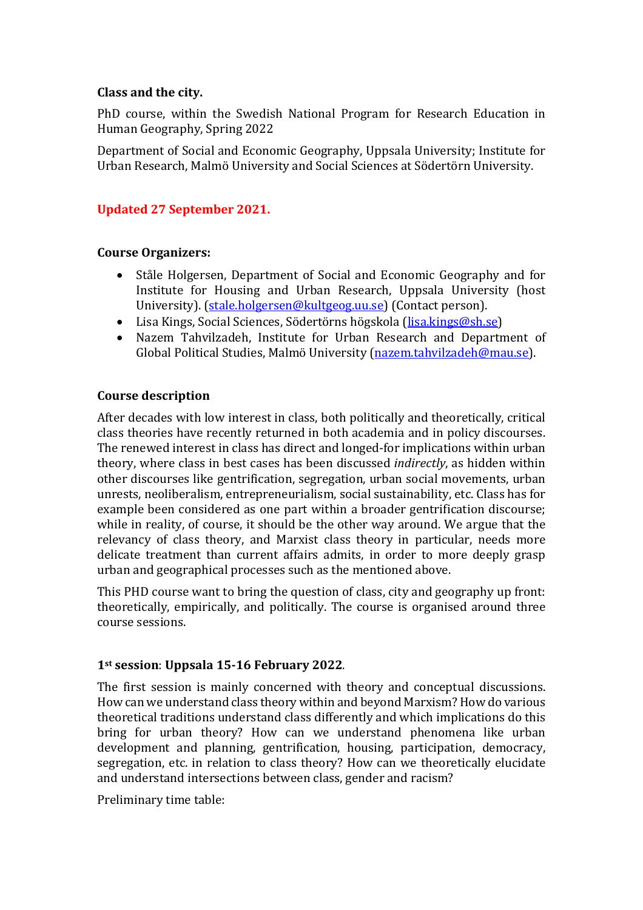**Class and the city.**

PhD course, within the Swedish National Program for Research Education in Human Geography, Spring 2022

Department of Social and Economic Geography, Uppsala University; Institute for Urban Research, Malmö University and Social Sciences at Södertörn University.

**Updated 27 September 2021.**

**Course Organizers:**

- Ståle Holgersen, Department of Social and Economic Geography and for Institute for Housing and Urban Research, Uppsala University (host University). (stale.holgersen@kultgeog.uu.se) (Contact person).
- Lisa Kings, Social Sciences, Södertörns högskola (lisa.kings@sh.se)
- Nazem Tahvilzadeh, Institute for Urban Research and Department of Global Political Studies, Malmö University (nazem.tahvilzadeh@mau.se).

**Course description**

After decades with low interest in class, both politically and theoretically, critical class theories have recently returned in both academia and in policy discourses. The renewed interest in class has direct and longed-for implications within urban theory, where class in best cases has been discussed *indirectly*, as hidden within other discourses like gentrification, segregation, urban social movements, urban unrests, neoliberalism, entrepreneurialism, social sustainability, etc. Class has for example been considered as one part within a broader gentrification discourse; while in reality, of course, it should be the other way around. We argue that the relevancy of class theory, and Marxist class theory in particular, needs more delicate treatment than current affairs admits, in order to more deeply grasp urban and geographical processes such as the mentioned above.

This PHD course want to bring the question of class, city and geography up front: theoretically, empirically, and politically. The course is organised around three course sessions.

**1st session**: **Uppsala 15-16 February 2022**.

The first session is mainly concerned with theory and conceptual discussions. How can we understand class theory within and beyond Marxism? How do various theoretical traditions understand class differently and which implications do this bring for urban theory? How can we understand phenomena like urban development and planning, gentrification, housing, participation, democracy, segregation, etc. in relation to class theory? How can we theoretically elucidate and understand intersections between class, gender and racism?

Preliminary time table: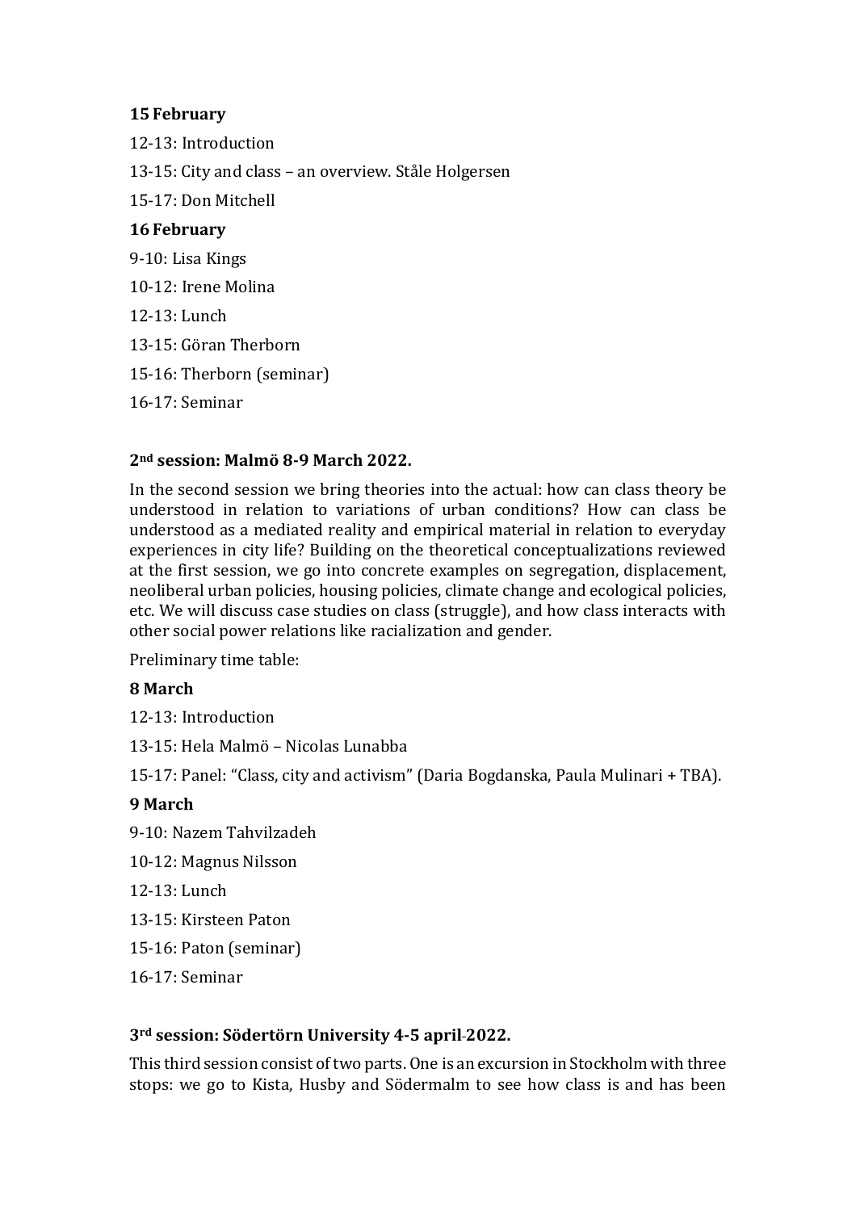**15 February**

12-13: Introduction

13-15: City and class – an overview. Ståle Holgersen

15-17: Don Mitchell

**16 February**

9-10: Lisa Kings

10-12: Irene Molina

12-13: Lunch

13-15: Göran Therborn

15-16: Therborn (seminar)

16-17: Seminar

**2nd session: Malmö 8-9 March 2022.**

In the second session we bring theories into the actual: how can class theory be understood in relation to variations of urban conditions? How can class be understood as a mediated reality and empirical material in relation to everyday experiences in city life? Building on the theoretical conceptualizations reviewed at the first session, we go into concrete examples on segregation, displacement, neoliberal urban policies, housing policies, climate change and ecological policies, etc. We will discuss case studies on class (struggle), and how class interacts with other social power relations like racialization and gender.

Preliminary time table:

**8 March**

12-13: Introduction

13-15: Hela Malmö – Nicolas Lunabba

15-17: Panel: "Class, city and activism" (Daria Bogdanska, Paula Mulinari + TBA).

**9 March**

9-10: Nazem Tahvilzadeh

10-12: Magnus Nilsson

12-13: Lunch

13-15: Kirsteen Paton

15-16: Paton (seminar)

16-17: Seminar

**3rd session: Södertörn University 4-5 april-2022.**

This third session consist of two parts. One is an excursion in Stockholm with three stops: we go to Kista, Husby and Södermalm to see how class is and has been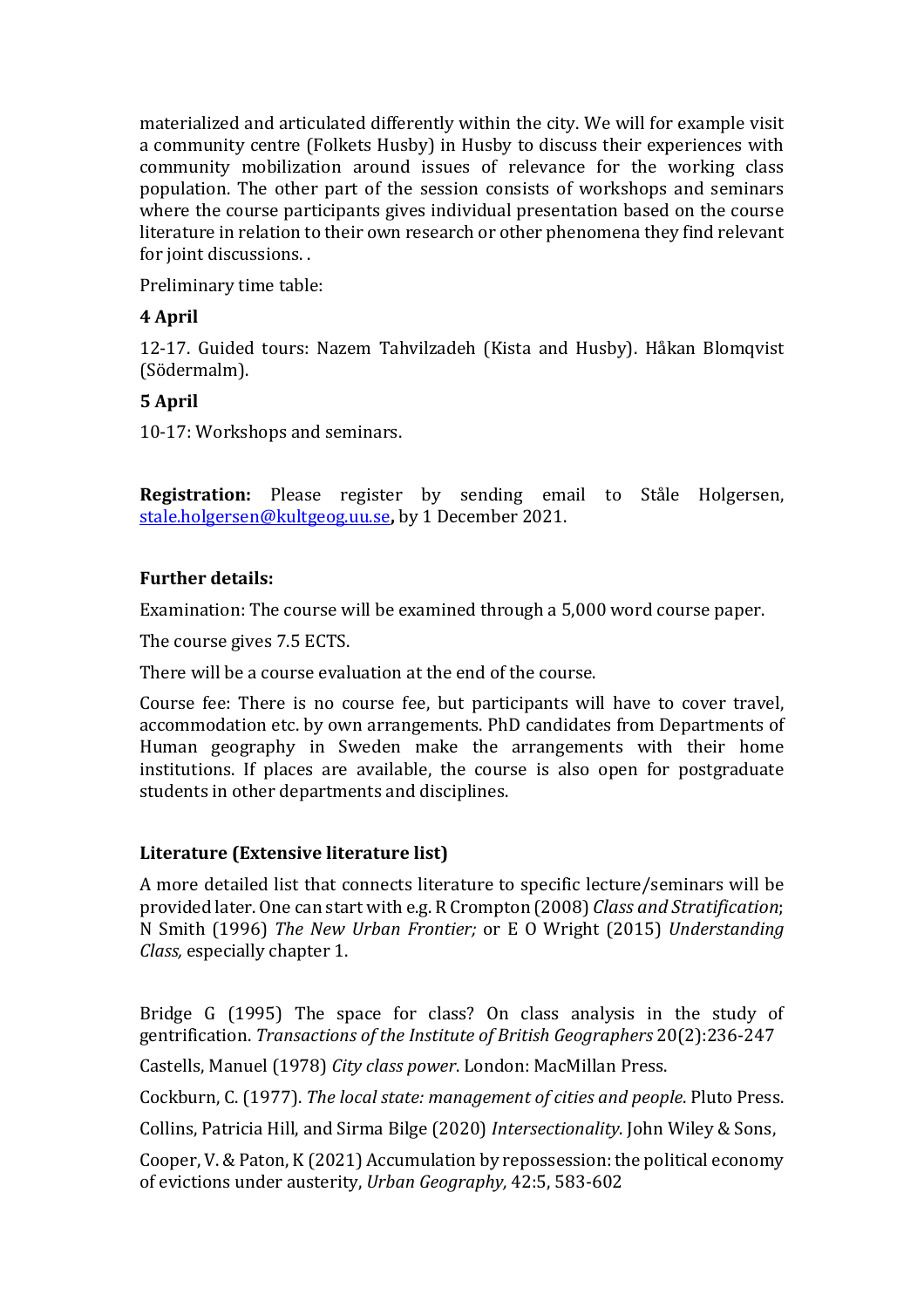materialized and articulated differently within the city. We will for example visit a community centre (Folkets Husby) in Husby to discuss their experiences with community mobilization around issues of relevance for the working class population. The other part of the session consists of workshops and seminars where the course participants gives individual presentation based on the course literature in relation to their own research or other phenomena they find relevant for joint discussions. .

Preliminary time table:

**4 April**

12-17. Guided tours: Nazem Tahvilzadeh (Kista and Husby). Håkan Blomqvist (Södermalm).

**5 April**

10-17: Workshops and seminars.

**Registration:** Please register by sending email to Ståle Holgersen, stale.holgersen@kultgeog.uu.se**,** by 1 December 2021.

**Further details:**

Examination: The course will be examined through a 5,000 word course paper.

The course gives 7.5 ECTS.

There will be a course evaluation at the end of the course.

Course fee: There is no course fee, but participants will have to cover travel, accommodation etc. by own arrangements. PhD candidates from Departments of Human geography in Sweden make the arrangements with their home institutions. If places are available, the course is also open for postgraduate students in other departments and disciplines.

**Literature (Extensive literature list)**

A more detailed list that connects literature to specific lecture/seminars will be provided later. One can start with e.g. R Crompton (2008) *Class and Stratification*; N Smith (1996) *The New Urban Frontier;* or E O Wright (2015) *Understanding Class,* especially chapter 1.

Bridge G (1995) The space for class? On class analysis in the study of gentrification. *Transactions of the Institute of British Geographers* 20(2):236-247

Castells, Manuel (1978) *City class power*. London: MacMillan Press.

Cockburn, C. (1977). *The local state: management of cities and people*. Pluto Press.

Collins, Patricia Hill, and Sirma Bilge (2020) *Intersectionality*. John Wiley & Sons,

Cooper, V. & Paton, K (2021) Accumulation by repossession: the political economy of evictions under austerity, *Urban Geography,* 42:5, 583-602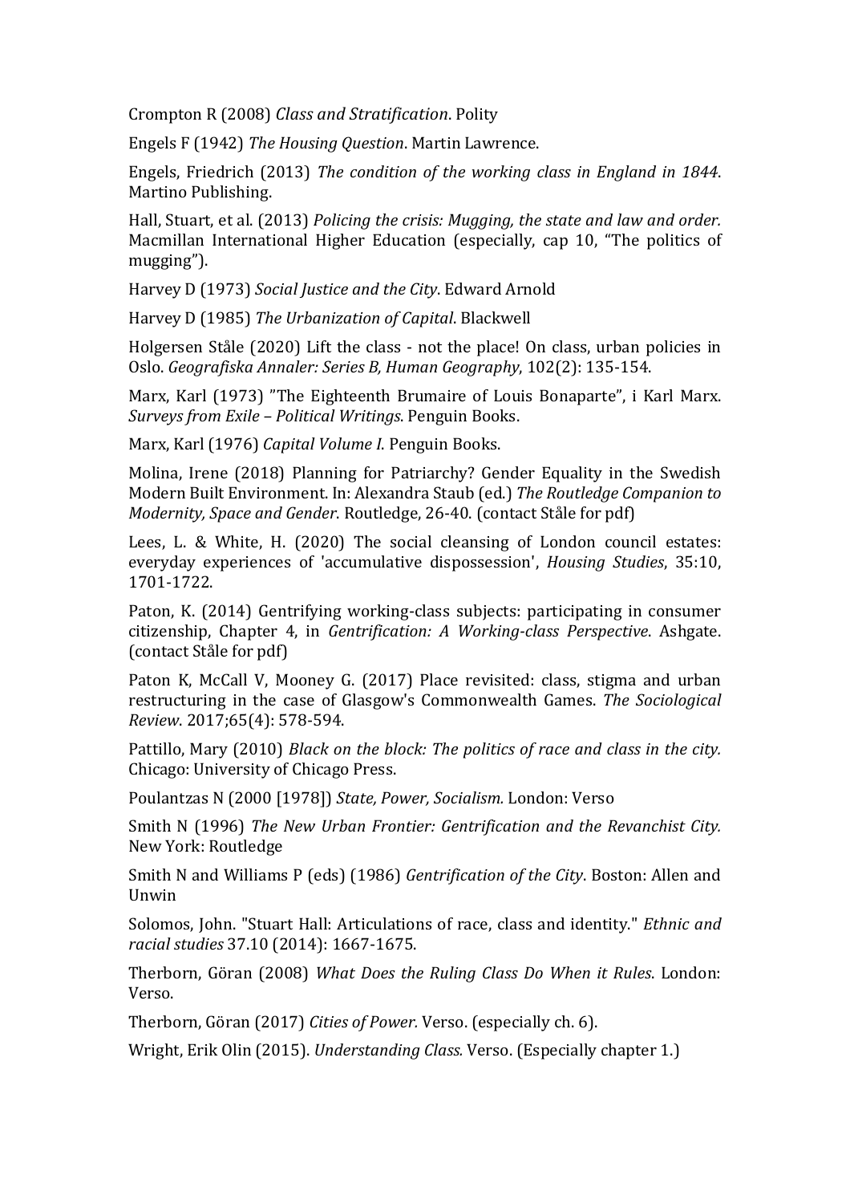Crompton R (2008) *Class and Stratification*. Polity

Engels F (1942) *The Housing Question*. Martin Lawrence.

Engels, Friedrich (2013) *The condition of the working class in England in 1844*. Martino Publishing.

Hall, Stuart, et al. (2013) *Policing the crisis: Mugging, the state and law and order.* Macmillan International Higher Education (especially, cap 10, "The politics of mugging").

Harvey D (1973) *Social Justice and the City*. Edward Arnold

Harvey D (1985) *The Urbanization of Capital*. Blackwell

Holgersen Ståle (2020) Lift the class - not the place! On class, urban policies in Oslo. *Geografiska Annaler: Series B, Human Geography*, 102(2): 135-154.

Marx, Karl (1973) "The Eighteenth Brumaire of Louis Bonaparte", i Karl Marx. *Surveys from Exile – Political Writings*. Penguin Books.

Marx, Karl (1976) *Capital Volume I*. Penguin Books.

Molina, Irene (2018) Planning for Patriarchy? Gender Equality in the Swedish Modern Built Environment. In: Alexandra Staub (ed.) *The Routledge Companion to Modernity, Space and Gender*. Routledge, 26-40. (contact Ståle for pdf)

Lees, L. & White, H. (2020) The social cleansing of London council estates: everyday experiences of 'accumulative dispossession', *Housing Studies*, 35:10, 1701-1722.

Paton, K. (2014) Gentrifying working-class subjects: participating in consumer citizenship, Chapter 4, in *Gentrification: A Working-class Perspective*. Ashgate. (contact Ståle for pdf)

Paton K, McCall V, Mooney G. (2017) Place revisited: class, stigma and urban restructuring in the case of Glasgow's Commonwealth Games. *The Sociological Review*. 2017;65(4): 578-594.

Pattillo, Mary (2010) *Black on the block: The politics of race and class in the city.* Chicago: University of Chicago Press.

Poulantzas N (2000 [1978]) *State, Power, Socialism.* London: Verso

Smith N (1996) *The New Urban Frontier: Gentrification and the Revanchist City.* New York: Routledge

Smith N and Williams P (eds) (1986) *Gentrification of the City*. Boston: Allen and Unwin

Solomos, John. "Stuart Hall: Articulations of race, class and identity." *Ethnic and racial studies* 37.10 (2014): 1667-1675.

Therborn, Göran (2008) *What Does the Ruling Class Do When it Rules*. London: Verso.

Therborn, Göran (2017) *Cities of Power.* Verso. (especially ch. 6).

Wright, Erik Olin (2015). *Understanding Class.* Verso. (Especially chapter 1.)